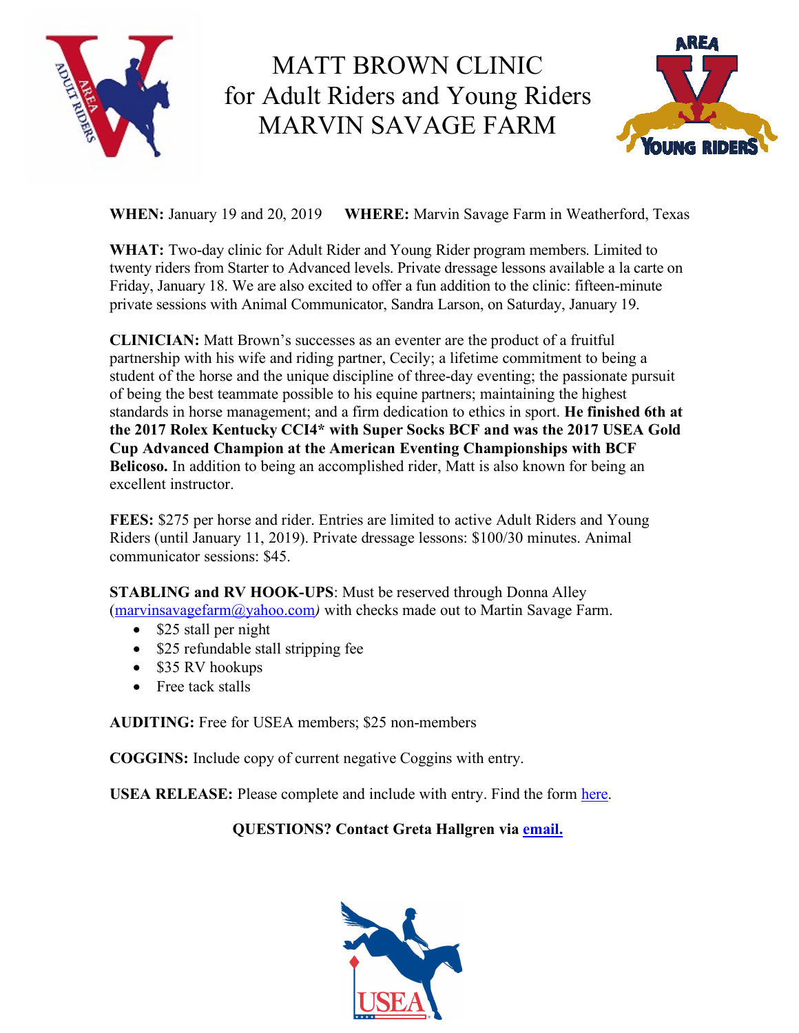# MATT BROWN CLINIC
# for Adult Riders and Young Riders
# MARVIN SAVAGE FARM

**WHEN:** January 19 and 20, 2019 **WHERE:** Marvin Savage Farm in Weatherford, Texas

**WHAT:** Two-day clinic for Adult Rider and Young Rider program members. Limited to twenty riders from Starter to Advanced levels. Private dressage lessons available a la carte on Friday, January 18. We are also excited to offer a fun addition to the clinic: fifteen-minute private sessions with Animal Communicator, Sandra Larson, on Saturday, January 19.

**CLINICIAN:** Matt Brown's successes as an eventer are the product of a fruitful partnership with his wife and riding partner, Cecily; a lifetime commitment to being a student of the horse and the unique discipline of three-day eventing; the passionate pursuit of being the best teammate possible to his equine partners; maintaining the highest standards in horse management; and a firm dedication to ethics in sport. **He finished 6th at the 2017 Rolex Kentucky CCI4* with Super Socks BCF and was the 2017 USEA Gold Cup Advanced Champion at the American Eventing Championships with BCF Belicoso.** In addition to being an accomplished rider, Matt is also known for being an excellent instructor.

**FEES:** $275 per horse and rider. Entries are limited to active Adult Riders and Young Riders (until January 11, 2019). Private dressage lessons: $100/30 minutes. Animal communicator sessions: $45.

**STABLING and RV HOOK-UPS**: Must be reserved through Donna Alley (marvinsavagefarm@yahoo.com*)* with checks made out to Martin Savage Farm.

- $25 stall per night
- $25 refundable stall stripping fee
- $35 RV hookups
- Free tack stalls

**AUDITING:** Free for USEA members; $25 non-members

**COGGINS:** Include copy of current negative Coggins with entry.

**USEA RELEASE:** Please complete and include with entry. Find the form here.

**QUESTIONS? Contact Greta Hallgren via email.**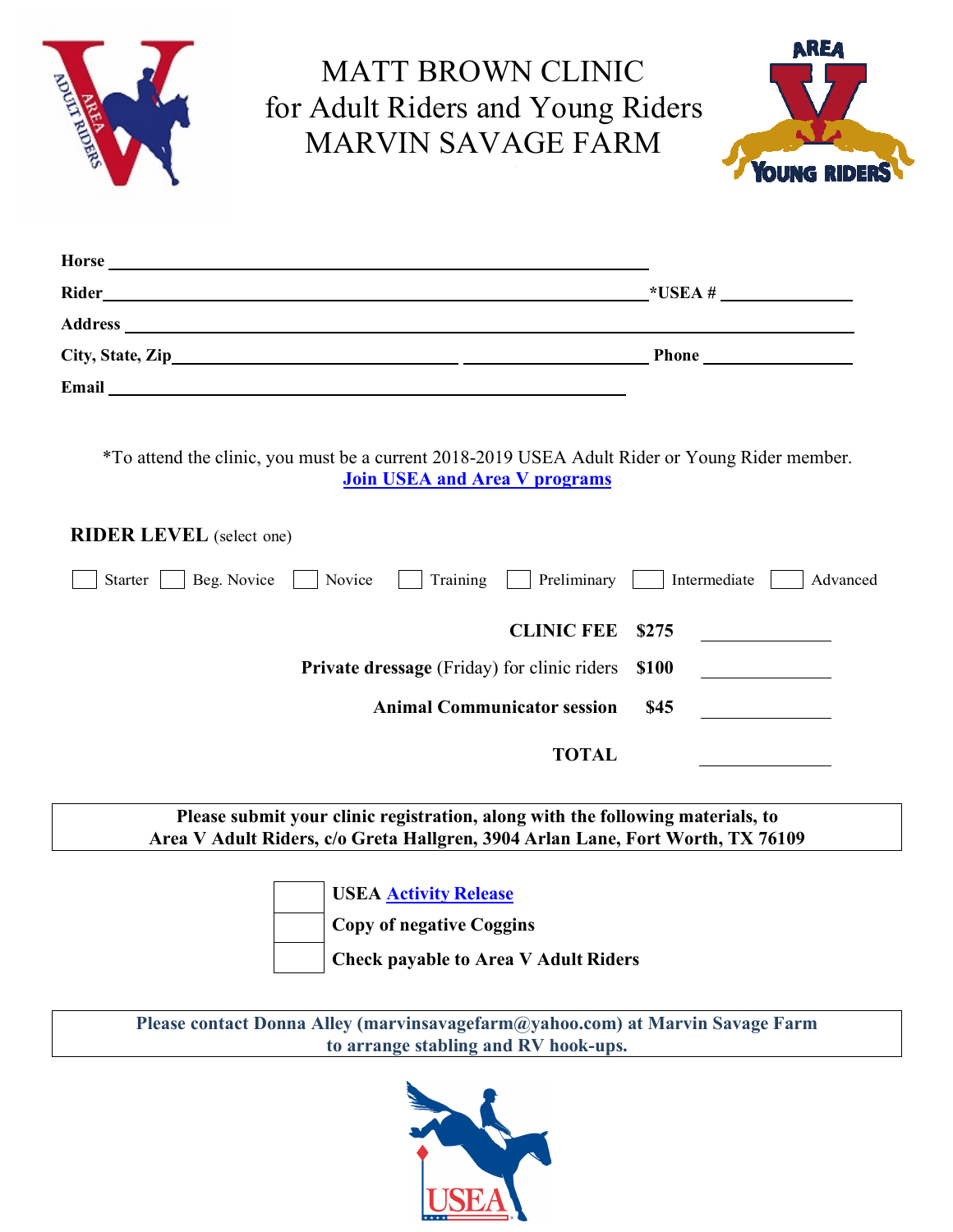# MATT BROWN CLINIC
# for Adult Riders and Young Riders
# MARVIN SAVAGE FARM

**Horse** ____________________________________________

**Rider** ____________________________________________ ***USEA #** ______________

**Address** ____________________________________________

**City, State, Zip** ______________________ ______________ **Phone** ______________

**Email** ____________________________________________

*To attend the clinic, you must be a current 2018-2019 USEA Adult Rider or Young Rider member.
**Join USEA and Area V programs**

**RIDER LEVEL** (select one)

☐ Starter ☐ Beg. Novice ☐ Novice ☐ Training ☐ Preliminary ☐ Intermediate ☐ Advanced

| | | |
|---|---|---|
| **CLINIC FEE** | **$275** | ______________ |
| **Private dressage** (Friday) for clinic riders | **$100** | ______________ |
| **Animal Communicator session** | **$45** | ______________ |
| **TOTAL** | | ______________ |

**Please submit your clinic registration, along with the following materials, to**
**Area V Adult Riders, c/o Greta Hallgren, 3904 Arlan Lane, Fort Worth, TX 76109**

☐ **USEA Activity Release**
☐ **Copy of negative Coggins**
☐ **Check payable to Area V Adult Riders**

**Please contact Donna Alley (marvinsavagefarm@yahoo.com) at Marvin Savage Farm to arrange stabling and RV hook-ups.**